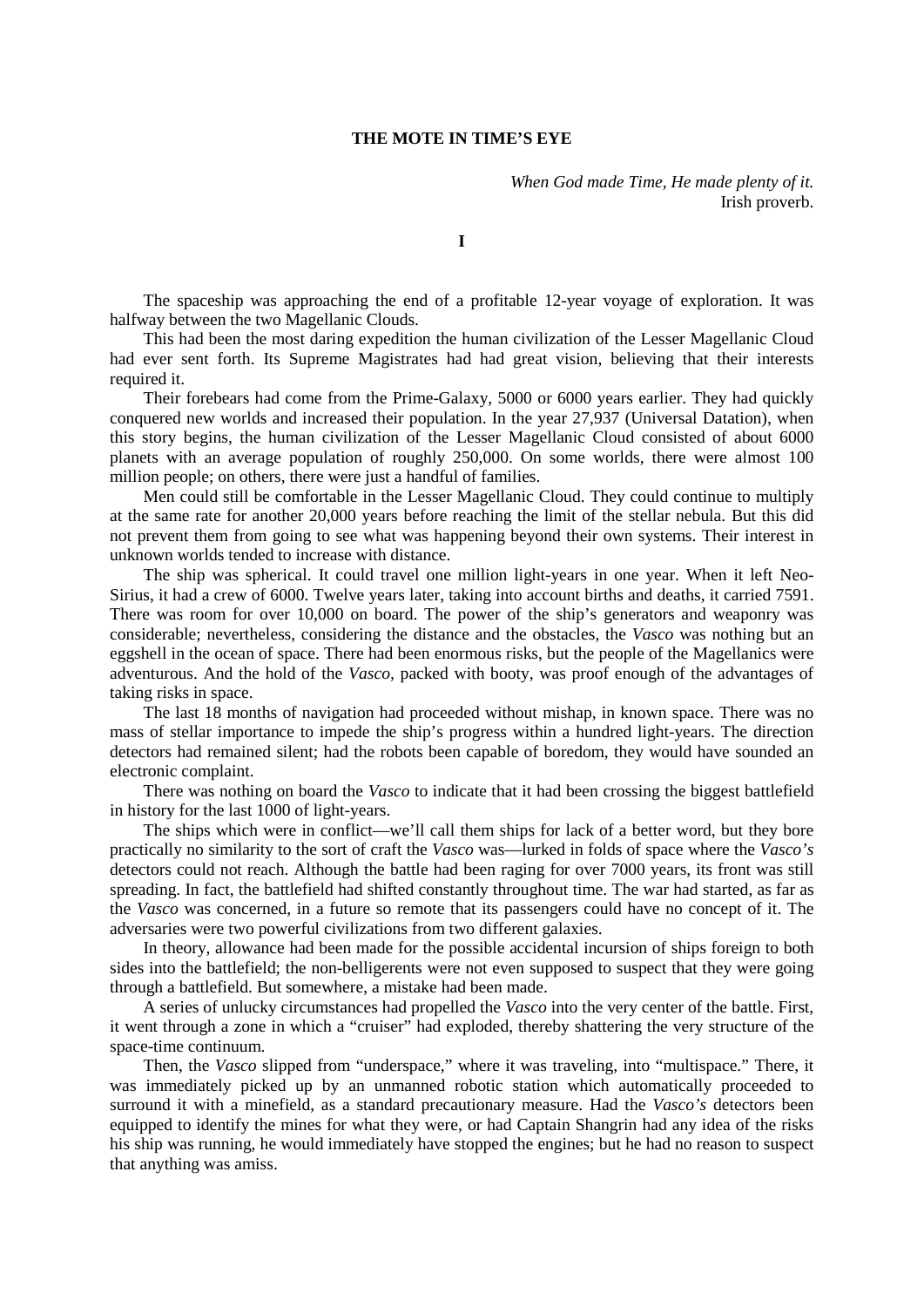# THE MOTE IN TIME'S EYE

*When God made Time, He made plenty of it.*
Irish proverb.

## I

The spaceship was approaching the end of a profitable 12-year voyage of exploration. It was halfway between the two Magellanic Clouds.

This had been the most daring expedition the human civilization of the Lesser Magellanic Cloud had ever sent forth. Its Supreme Magistrates had had great vision, believing that their interests required it.

Their forebears had come from the Prime-Galaxy, 5000 or 6000 years earlier. They had quickly conquered new worlds and increased their population. In the year 27,937 (Universal Datation), when this story begins, the human civilization of the Lesser Magellanic Cloud consisted of about 6000 planets with an average population of roughly 250,000. On some worlds, there were almost 100 million people; on others, there were just a handful of families.

Men could still be comfortable in the Lesser Magellanic Cloud. They could continue to multiply at the same rate for another 20,000 years before reaching the limit of the stellar nebula. But this did not prevent them from going to see what was happening beyond their own systems. Their interest in unknown worlds tended to increase with distance.

The ship was spherical. It could travel one million light-years in one year. When it left Neo-Sirius, it had a crew of 6000. Twelve years later, taking into account births and deaths, it carried 7591. There was room for over 10,000 on board. The power of the ship's generators and weaponry was considerable; nevertheless, considering the distance and the obstacles, the *Vasco* was nothing but an eggshell in the ocean of space. There had been enormous risks, but the people of the Magellanics were adventurous. And the hold of the *Vasco*, packed with booty, was proof enough of the advantages of taking risks in space.

The last 18 months of navigation had proceeded without mishap, in known space. There was no mass of stellar importance to impede the ship's progress within a hundred light-years. The direction detectors had remained silent; had the robots been capable of boredom, they would have sounded an electronic complaint.

There was nothing on board the *Vasco* to indicate that it had been crossing the biggest battlefield in history for the last 1000 of light-years.

The ships which were in conflict—we'll call them ships for lack of a better word, but they bore practically no similarity to the sort of craft the *Vasco* was—lurked in folds of space where the *Vasco's* detectors could not reach. Although the battle had been raging for over 7000 years, its front was still spreading. In fact, the battlefield had shifted constantly throughout time. The war had started, as far as the *Vasco* was concerned, in a future so remote that its passengers could have no concept of it. The adversaries were two powerful civilizations from two different galaxies.

In theory, allowance had been made for the possible accidental incursion of ships foreign to both sides into the battlefield; the non-belligerents were not even supposed to suspect that they were going through a battlefield. But somewhere, a mistake had been made.

A series of unlucky circumstances had propelled the *Vasco* into the very center of the battle. First, it went through a zone in which a "cruiser" had exploded, thereby shattering the very structure of the space-time continuum.

Then, the *Vasco* slipped from "underspace," where it was traveling, into "multispace." There, it was immediately picked up by an unmanned robotic station which automatically proceeded to surround it with a minefield, as a standard precautionary measure. Had the *Vasco's* detectors been equipped to identify the mines for what they were, or had Captain Shangrin had any idea of the risks his ship was running, he would immediately have stopped the engines; but he had no reason to suspect that anything was amiss.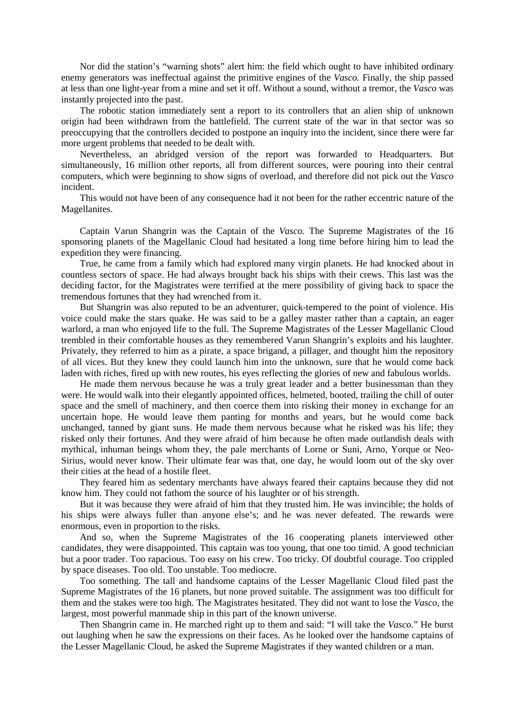Nor did the station's "warning shots" alert him: the field which ought to have inhibited ordinary enemy generators was ineffectual against the primitive engines of the *Vasco.* Finally, the ship passed at less than one light-year from a mine and set it off. Without a sound, without a tremor, the *Vasco* was instantly projected into the past.

The robotic station immediately sent a report to its controllers that an alien ship of unknown origin had been withdrawn from the battlefield. The current state of the war in that sector was so preoccupying that the controllers decided to postpone an inquiry into the incident, since there were far more urgent problems that needed to be dealt with.

Nevertheless, an abridged version of the report was forwarded to Headquarters. But simultaneously, 16 million other reports, all from different sources, were pouring into their central computers, which were beginning to show signs of overload, and therefore did not pick out the *Vasco* incident.

This would not have been of any consequence had it not been for the rather eccentric nature of the Magellanites.

Captain Varun Shangrin was the Captain of the *Vasco.* The Supreme Magistrates of the 16 sponsoring planets of the Magellanic Cloud had hesitated a long time before hiring him to lead the expedition they were financing.

True, he came from a family which had explored many virgin planets. He had knocked about in countless sectors of space. He had always brought back his ships with their crews. This last was the deciding factor, for the Magistrates were terrified at the mere possibility of giving back to space the tremendous fortunes that they had wrenched from it.

But Shangrin was also reputed to be an adventurer, quick-tempered to the point of violence. His voice could make the stars quake. He was said to be a galley master rather than a captain, an eager warlord, a man who enjoyed life to the full. The Supreme Magistrates of the Lesser Magellanic Cloud trembled in their comfortable houses as they remembered Varun Shangrin's exploits and his laughter. Privately, they referred to him as a pirate, a space brigand, a pillager, and thought him the repository of all vices. But they knew they could launch him into the unknown, sure that he would come back laden with riches, fired up with new routes, his eyes reflecting the glories of new and fabulous worlds.

He made them nervous because he was a truly great leader and a better businessman than they were. He would walk into their elegantly appointed offices, helmeted, booted, trailing the chill of outer space and the smell of machinery, and then coerce them into risking their money in exchange for an uncertain hope. He would leave them panting for months and years, but he would come back unchanged, tanned by giant suns. He made them nervous because what he risked was his life; they risked only their fortunes. And they were afraid of him because he often made outlandish deals with mythical, inhuman beings whom they, the pale merchants of Lorne or Suni, Arno, Yorque or Neo-Sirius, would never know. Their ultimate fear was that, one day, he would loom out of the sky over their cities at the head of a hostile fleet.

They feared him as sedentary merchants have always feared their captains because they did not know him. They could not fathom the source of his laughter or of his strength.

But it was because they were afraid of him that they trusted him. He was invincible; the holds of his ships were always fuller than anyone else's; and he was never defeated. The rewards were enormous, even in proportion to the risks.

And so, when the Supreme Magistrates of the 16 cooperating planets interviewed other candidates, they were disappointed. This captain was too young, that one too timid. A good technician but a poor trader. Too rapacious. Too easy on his crew. Too tricky. Of doubtful courage. Too crippled by space diseases. Too old. Too unstable. Too mediocre.

Too something. The tall and handsome captains of the Lesser Magellanic Cloud filed past the Supreme Magistrates of the 16 planets, but none proved suitable. The assignment was too difficult for them and the stakes were too high. The Magistrates hesitated. They did not want to lose the *Vasco,* the largest, most powerful manmade ship in this part of the known universe.

Then Shangrin came in. He marched right up to them and said: "I will take the *Vasco.*" He burst out laughing when he saw the expressions on their faces. As he looked over the handsome captains of the Lesser Magellanic Cloud, he asked the Supreme Magistrates if they wanted children or a man.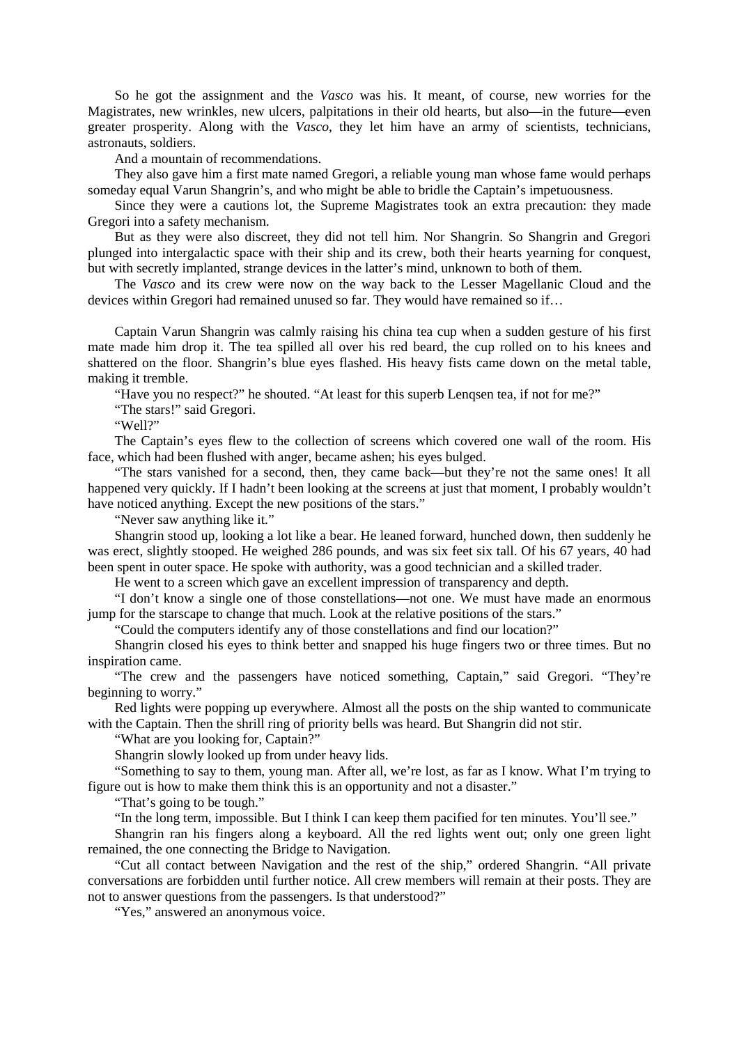So he got the assignment and the *Vasco* was his. It meant, of course, new worries for the Magistrates, new wrinkles, new ulcers, palpitations in their old hearts, but also—in the future—even greater prosperity. Along with the *Vasco*, they let him have an army of scientists, technicians, astronauts, soldiers.

And a mountain of recommendations.

They also gave him a first mate named Gregori, a reliable young man whose fame would perhaps someday equal Varun Shangrin's, and who might be able to bridle the Captain's impetuousness.

Since they were a cautions lot, the Supreme Magistrates took an extra precaution: they made Gregori into a safety mechanism.

But as they were also discreet, they did not tell him. Nor Shangrin. So Shangrin and Gregori plunged into intergalactic space with their ship and its crew, both their hearts yearning for conquest, but with secretly implanted, strange devices in the latter's mind, unknown to both of them.

The *Vasco* and its crew were now on the way back to the Lesser Magellanic Cloud and the devices within Gregori had remained unused so far. They would have remained so if…

Captain Varun Shangrin was calmly raising his china tea cup when a sudden gesture of his first mate made him drop it. The tea spilled all over his red beard, the cup rolled on to his knees and shattered on the floor. Shangrin's blue eyes flashed. His heavy fists came down on the metal table, making it tremble.

"Have you no respect?" he shouted. "At least for this superb Lenqsen tea, if not for me?"

"The stars!" said Gregori.

"Well?"

The Captain's eyes flew to the collection of screens which covered one wall of the room. His face, which had been flushed with anger, became ashen; his eyes bulged.

"The stars vanished for a second, then, they came back—but they're not the same ones! It all happened very quickly. If I hadn't been looking at the screens at just that moment, I probably wouldn't have noticed anything. Except the new positions of the stars."

"Never saw anything like it."

Shangrin stood up, looking a lot like a bear. He leaned forward, hunched down, then suddenly he was erect, slightly stooped. He weighed 286 pounds, and was six feet six tall. Of his 67 years, 40 had been spent in outer space. He spoke with authority, was a good technician and a skilled trader.

He went to a screen which gave an excellent impression of transparency and depth.

"I don't know a single one of those constellations—not one. We must have made an enormous jump for the starscape to change that much. Look at the relative positions of the stars."

"Could the computers identify any of those constellations and find our location?"

Shangrin closed his eyes to think better and snapped his huge fingers two or three times. But no inspiration came.

"The crew and the passengers have noticed something, Captain," said Gregori. "They're beginning to worry."

Red lights were popping up everywhere. Almost all the posts on the ship wanted to communicate with the Captain. Then the shrill ring of priority bells was heard. But Shangrin did not stir.

"What are you looking for, Captain?"

Shangrin slowly looked up from under heavy lids.

"Something to say to them, young man. After all, we're lost, as far as I know. What I'm trying to figure out is how to make them think this is an opportunity and not a disaster."

"That's going to be tough."

"In the long term, impossible. But I think I can keep them pacified for ten minutes. You'll see."

Shangrin ran his fingers along a keyboard. All the red lights went out; only one green light remained, the one connecting the Bridge to Navigation.

"Cut all contact between Navigation and the rest of the ship," ordered Shangrin. "All private conversations are forbidden until further notice. All crew members will remain at their posts. They are not to answer questions from the passengers. Is that understood?"

"Yes," answered an anonymous voice.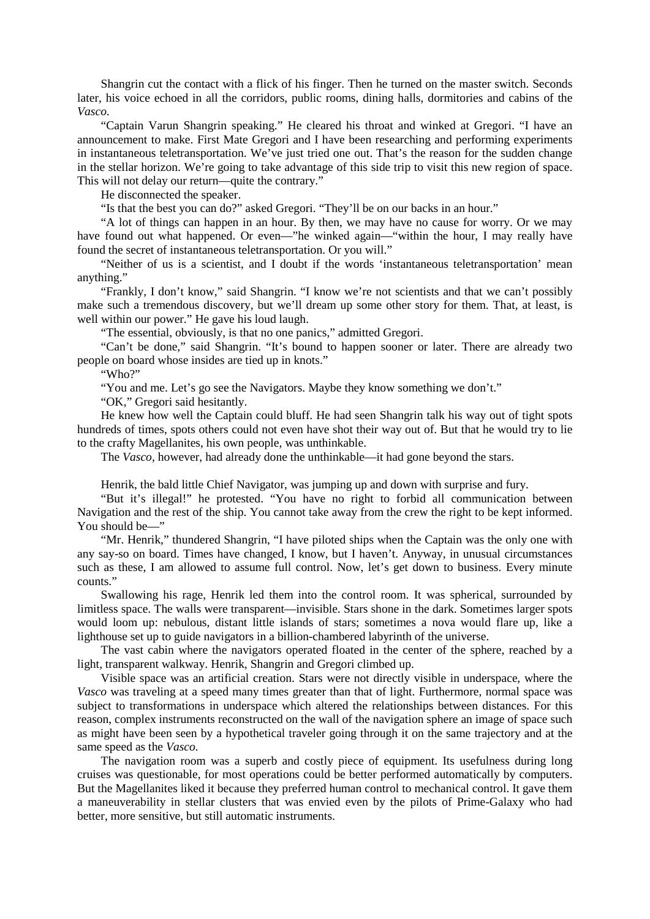Shangrin cut the contact with a flick of his finger. Then he turned on the master switch. Seconds later, his voice echoed in all the corridors, public rooms, dining halls, dormitories and cabins of the *Vasco*.

"Captain Varun Shangrin speaking." He cleared his throat and winked at Gregori. "I have an announcement to make. First Mate Gregori and I have been researching and performing experiments in instantaneous teletransportation. We've just tried one out. That's the reason for the sudden change in the stellar horizon. We're going to take advantage of this side trip to visit this new region of space. This will not delay our return—quite the contrary."

He disconnected the speaker.

"Is that the best you can do?" asked Gregori. "They'll be on our backs in an hour."

"A lot of things can happen in an hour. By then, we may have no cause for worry. Or we may have found out what happened. Or even—"he winked again—"within the hour, I may really have found the secret of instantaneous teletransportation. Or you will."

"Neither of us is a scientist, and I doubt if the words 'instantaneous teletransportation' mean anything."

"Frankly, I don't know," said Shangrin. "I know we're not scientists and that we can't possibly make such a tremendous discovery, but we'll dream up some other story for them. That, at least, is well within our power." He gave his loud laugh.

"The essential, obviously, is that no one panics," admitted Gregori.

"Can't be done," said Shangrin. "It's bound to happen sooner or later. There are already two people on board whose insides are tied up in knots."

"Who?"

"You and me. Let's go see the Navigators. Maybe they know something we don't."

"OK," Gregori said hesitantly.

He knew how well the Captain could bluff. He had seen Shangrin talk his way out of tight spots hundreds of times, spots others could not even have shot their way out of. But that he would try to lie to the crafty Magellanites, his own people, was unthinkable.

The *Vasco*, however, had already done the unthinkable—it had gone beyond the stars.

Henrik, the bald little Chief Navigator, was jumping up and down with surprise and fury.

"But it's illegal!" he protested. "You have no right to forbid all communication between Navigation and the rest of the ship. You cannot take away from the crew the right to be kept informed. You should be—"

"Mr. Henrik," thundered Shangrin, "I have piloted ships when the Captain was the only one with any say-so on board. Times have changed, I know, but I haven't. Anyway, in unusual circumstances such as these, I am allowed to assume full control. Now, let's get down to business. Every minute counts."

Swallowing his rage, Henrik led them into the control room. It was spherical, surrounded by limitless space. The walls were transparent—invisible. Stars shone in the dark. Sometimes larger spots would loom up: nebulous, distant little islands of stars; sometimes a nova would flare up, like a lighthouse set up to guide navigators in a billion-chambered labyrinth of the universe.

The vast cabin where the navigators operated floated in the center of the sphere, reached by a light, transparent walkway. Henrik, Shangrin and Gregori climbed up.

Visible space was an artificial creation. Stars were not directly visible in underspace, where the *Vasco* was traveling at a speed many times greater than that of light. Furthermore, normal space was subject to transformations in underspace which altered the relationships between distances. For this reason, complex instruments reconstructed on the wall of the navigation sphere an image of space such as might have been seen by a hypothetical traveler going through it on the same trajectory and at the same speed as the *Vasco*.

The navigation room was a superb and costly piece of equipment. Its usefulness during long cruises was questionable, for most operations could be better performed automatically by computers. But the Magellanites liked it because they preferred human control to mechanical control. It gave them a maneuverability in stellar clusters that was envied even by the pilots of Prime-Galaxy who had better, more sensitive, but still automatic instruments.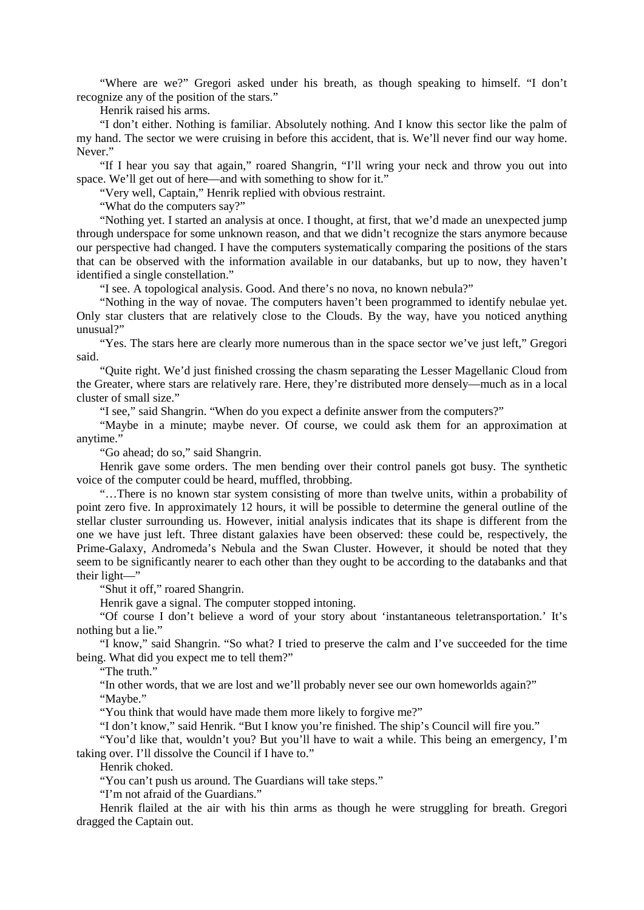"Where are we?" Gregori asked under his breath, as though speaking to himself. "I don't recognize any of the position of the stars."

Henrik raised his arms.

"I don't either. Nothing is familiar. Absolutely nothing. And I know this sector like the palm of my hand. The sector we were cruising in before this accident, that is. We'll never find our way home. Never."

"If I hear you say that again," roared Shangrin, "I'll wring your neck and throw you out into space. We'll get out of here—and with something to show for it."

"Very well, Captain," Henrik replied with obvious restraint.

"What do the computers say?"

"Nothing yet. I started an analysis at once. I thought, at first, that we'd made an unexpected jump through underspace for some unknown reason, and that we didn't recognize the stars anymore because our perspective had changed. I have the computers systematically comparing the positions of the stars that can be observed with the information available in our databanks, but up to now, they haven't identified a single constellation."

"I see. A topological analysis. Good. And there's no nova, no known nebula?"

"Nothing in the way of novae. The computers haven't been programmed to identify nebulae yet. Only star clusters that are relatively close to the Clouds. By the way, have you noticed anything unusual?"

"Yes. The stars here are clearly more numerous than in the space sector we've just left," Gregori said.

"Quite right. We'd just finished crossing the chasm separating the Lesser Magellanic Cloud from the Greater, where stars are relatively rare. Here, they're distributed more densely—much as in a local cluster of small size."

"I see," said Shangrin. "When do you expect a definite answer from the computers?"

"Maybe in a minute; maybe never. Of course, we could ask them for an approximation at anytime."

"Go ahead; do so," said Shangrin.

Henrik gave some orders. The men bending over their control panels got busy. The synthetic voice of the computer could be heard, muffled, throbbing.

"…There is no known star system consisting of more than twelve units, within a probability of point zero five. In approximately 12 hours, it will be possible to determine the general outline of the stellar cluster surrounding us. However, initial analysis indicates that its shape is different from the one we have just left. Three distant galaxies have been observed: these could be, respectively, the Prime-Galaxy, Andromeda's Nebula and the Swan Cluster. However, it should be noted that they seem to be significantly nearer to each other than they ought to be according to the databanks and that their light—"

"Shut it off," roared Shangrin.

Henrik gave a signal. The computer stopped intoning.

"Of course I don't believe a word of your story about 'instantaneous teletransportation.' It's nothing but a lie."

"I know," said Shangrin. "So what? I tried to preserve the calm and I've succeeded for the time being. What did you expect me to tell them?"

"The truth."

"In other words, that we are lost and we'll probably never see our own homeworlds again?"

"Maybe."

"You think that would have made them more likely to forgive me?"

"I don't know," said Henrik. "But I know you're finished. The ship's Council will fire you."

"You'd like that, wouldn't you? But you'll have to wait a while. This being an emergency, I'm taking over. I'll dissolve the Council if I have to."

Henrik choked.

"You can't push us around. The Guardians will take steps."

"I'm not afraid of the Guardians."

Henrik flailed at the air with his thin arms as though he were struggling for breath. Gregori dragged the Captain out.